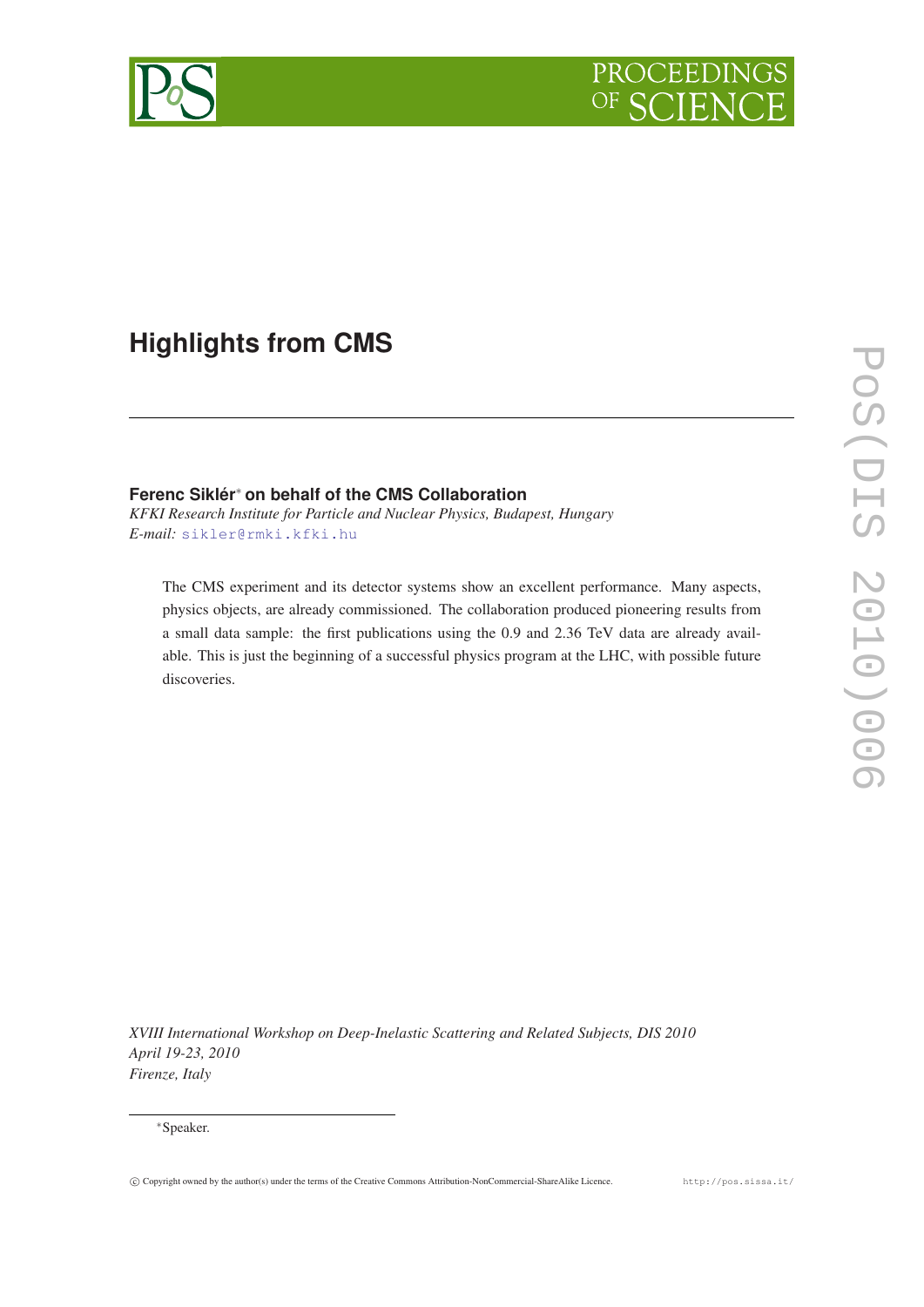# Highlights from CMS

**Ferenc Siklér*** **on behalf of the CMS Collaboration**

*KFKI Research Institute for Particle and Nuclear Physics, Budapest, Hungary*

*E-mail:* sikler@rmki.kfki.hu

The CMS experiment and its detector systems show an excellent performance. Many aspects, physics objects, are already commissioned. The collaboration produced pioneering results from a small data sample: the first publications using the 0.9 and 2.36 TeV data are already available. This is just the beginning of a successful physics program at the LHC, with possible future discoveries.

*XVIII International Workshop on Deep-Inelastic Scattering and Related Subjects, DIS 2010*
*April 19-23, 2010*
*Firenze, Italy*

*Speaker.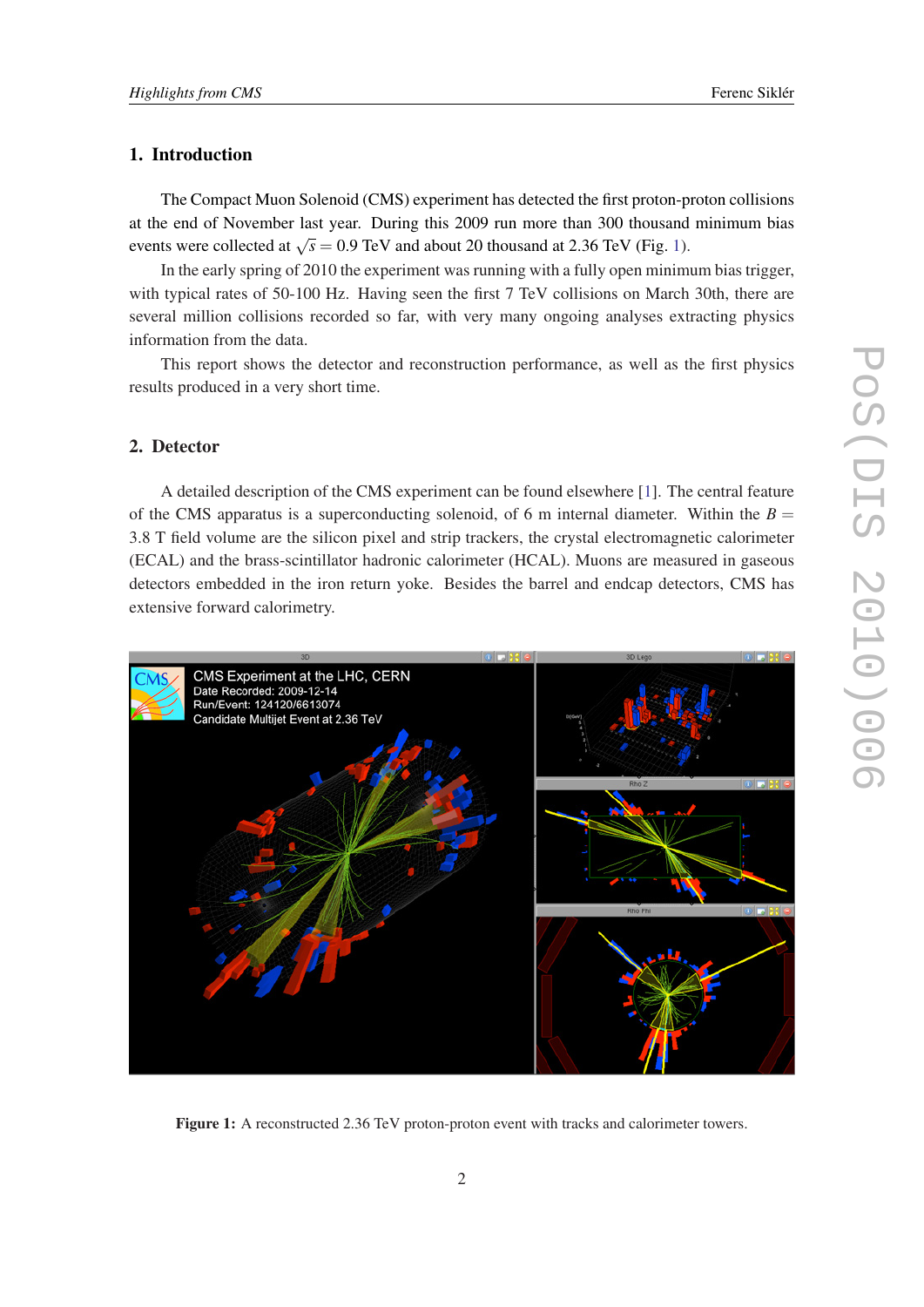## 1. Introduction

The Compact Muon Solenoid (CMS) experiment has detected the first proton-proton collisions at the end of November last year. During this 2009 run more than 300 thousand minimum bias events were collected at $\sqrt{s} = 0.9$ TeV and about 20 thousand at 2.36 TeV (Fig. 1).

In the early spring of 2010 the experiment was running with a fully open minimum bias trigger, with typical rates of 50-100 Hz. Having seen the first 7 TeV collisions on March 30th, there are several million collisions recorded so far, with very many ongoing analyses extracting physics information from the data.

This report shows the detector and reconstruction performance, as well as the first physics results produced in a very short time.

## 2. Detector

A detailed description of the CMS experiment can be found elsewhere [1]. The central feature of the CMS apparatus is a superconducting solenoid, of 6 m internal diameter. Within the $B = 3.8$ T field volume are the silicon pixel and strip trackers, the crystal electromagnetic calorimeter (ECAL) and the brass-scintillator hadronic calorimeter (HCAL). Muons are measured in gaseous detectors embedded in the iron return yoke. Besides the barrel and endcap detectors, CMS has extensive forward calorimetry.

**Figure 1:** A reconstructed 2.36 TeV proton-proton event with tracks and calorimeter towers.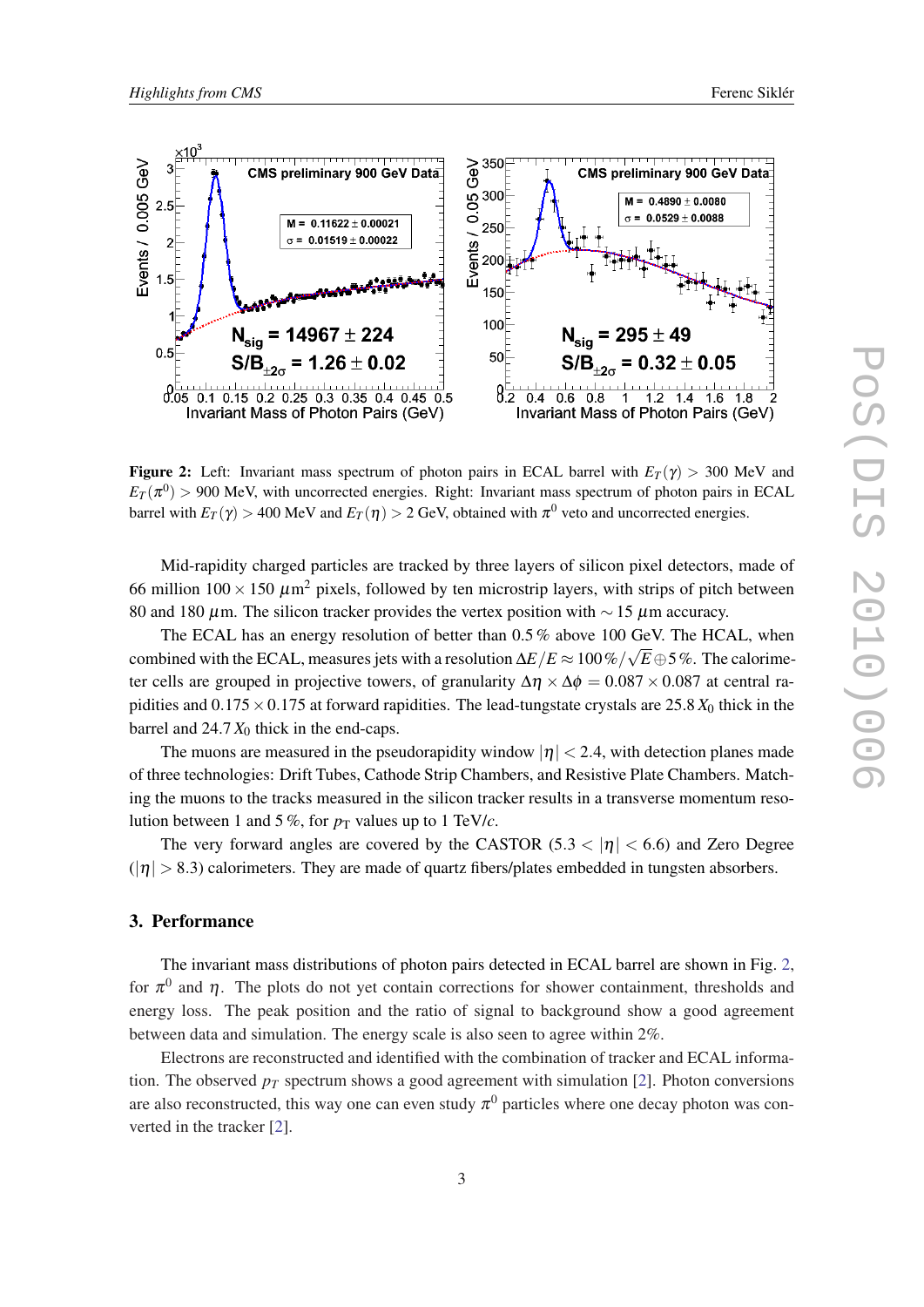**Figure 2:** Left: Invariant mass spectrum of photon pairs in ECAL barrel with $E_T(\gamma) > 300$ MeV and $E_T(\pi^0) > 900$ MeV, with uncorrected energies. Right: Invariant mass spectrum of photon pairs in ECAL barrel with $E_T(\gamma) > 400$ MeV and $E_T(\eta) > 2$ GeV, obtained with $\pi^0$ veto and uncorrected energies.

Mid-rapidity charged particles are tracked by three layers of silicon pixel detectors, made of 66 million $100 \times 150\ \mu\text{m}^2$ pixels, followed by ten microstrip layers, with strips of pitch between 80 and 180 $\mu$m. The silicon tracker provides the vertex position with $\sim 15\ \mu$m accuracy.

The ECAL has an energy resolution of better than 0.5 % above 100 GeV. The HCAL, when combined with the ECAL, measures jets with a resolution $\Delta E/E \approx 100\,\%/\sqrt{E} \oplus 5\,\%$. The calorimeter cells are grouped in projective towers, of granularity $\Delta\eta \times \Delta\phi = 0.087 \times 0.087$ at central rapidities and $0.175 \times 0.175$ at forward rapidities. The lead-tungstate crystals are $25.8\,X_0$ thick in the barrel and $24.7\,X_0$ thick in the end-caps.

The muons are measured in the pseudorapidity window $|\eta| < 2.4$, with detection planes made of three technologies: Drift Tubes, Cathode Strip Chambers, and Resistive Plate Chambers. Matching the muons to the tracks measured in the silicon tracker results in a transverse momentum resolution between 1 and 5 %, for $p_\text{T}$ values up to 1 TeV/$c$.

The very forward angles are covered by the CASTOR ($5.3 < |\eta| < 6.6$) and Zero Degree ($|\eta| > 8.3$) calorimeters. They are made of quartz fibers/plates embedded in tungsten absorbers.

## 3. Performance

The invariant mass distributions of photon pairs detected in ECAL barrel are shown in Fig. 2, for $\pi^0$ and $\eta$. The plots do not yet contain corrections for shower containment, thresholds and energy loss. The peak position and the ratio of signal to background show a good agreement between data and simulation. The energy scale is also seen to agree within 2%.

Electrons are reconstructed and identified with the combination of tracker and ECAL information. The observed $p_T$ spectrum shows a good agreement with simulation [2]. Photon conversions are also reconstructed, this way one can even study $\pi^0$ particles where one decay photon was converted in the tracker [2].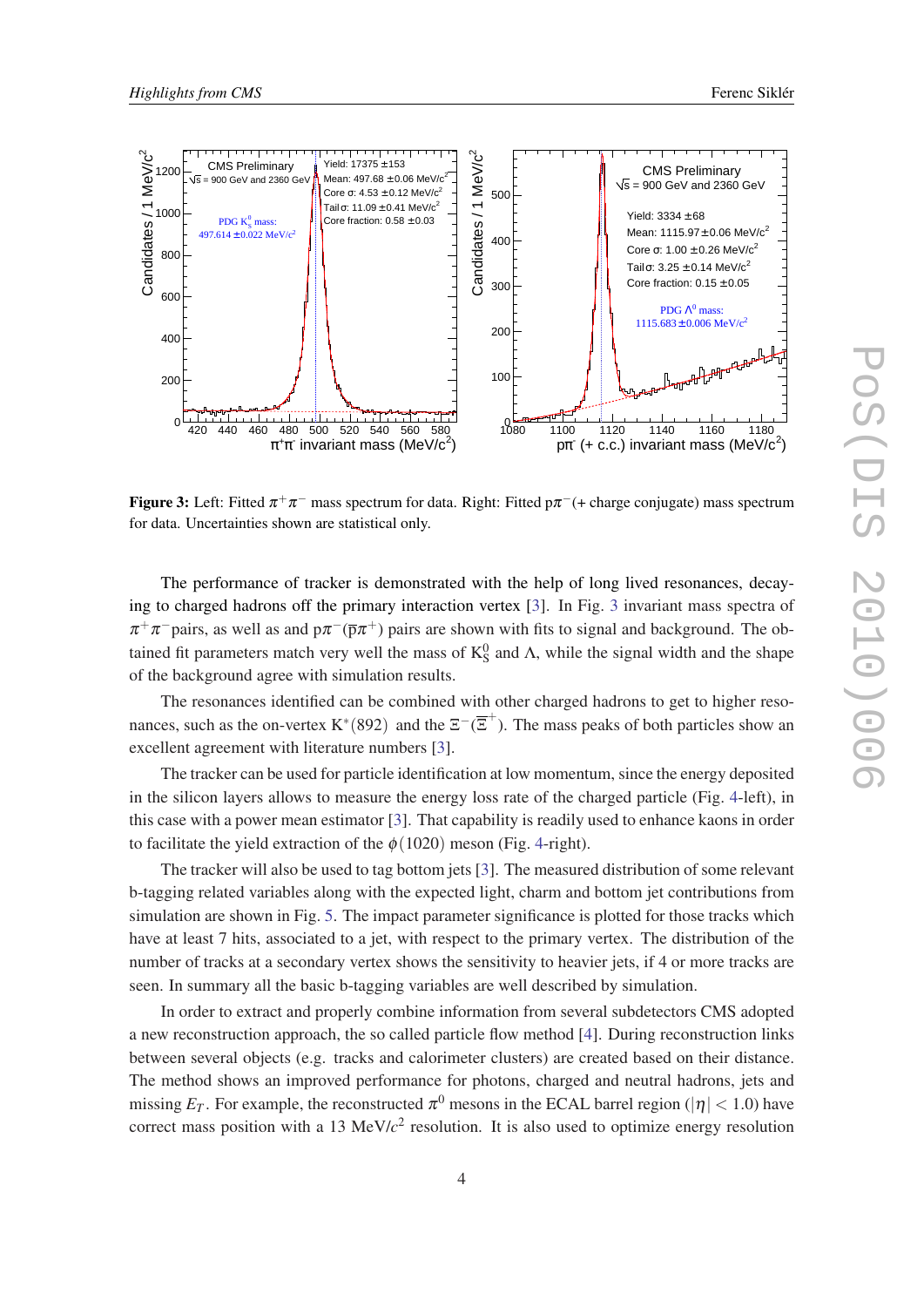**Figure 3:** Left: Fitted $\pi^+\pi^-$ mass spectrum for data. Right: Fitted $p\pi^-$(+ charge conjugate) mass spectrum for data. Uncertainties shown are statistical only.

The performance of tracker is demonstrated with the help of long lived resonances, decaying to charged hadrons off the primary interaction vertex [3]. In Fig. 3 invariant mass spectra of $\pi^+\pi^-$pairs, as well as and $p\pi^-(\overline{p}\pi^+)$ pairs are shown with fits to signal and background. The obtained fit parameters match very well the mass of $K^0_S$ and $\Lambda$, while the signal width and the shape of the background agree with simulation results.

The resonances identified can be combined with other charged hadrons to get to higher resonances, such as the on-vertex $K^*(892)$ and the $\Xi^-(\overline{\Xi}^+)$. The mass peaks of both particles show an excellent agreement with literature numbers [3].

The tracker can be used for particle identification at low momentum, since the energy deposited in the silicon layers allows to measure the energy loss rate of the charged particle (Fig. 4-left), in this case with a power mean estimator [3]. That capability is readily used to enhance kaons in order to facilitate the yield extraction of the $\phi(1020)$ meson (Fig. 4-right).

The tracker will also be used to tag bottom jets [3]. The measured distribution of some relevant b-tagging related variables along with the expected light, charm and bottom jet contributions from simulation are shown in Fig. 5. The impact parameter significance is plotted for those tracks which have at least 7 hits, associated to a jet, with respect to the primary vertex. The distribution of the number of tracks at a secondary vertex shows the sensitivity to heavier jets, if 4 or more tracks are seen. In summary all the basic b-tagging variables are well described by simulation.

In order to extract and properly combine information from several subdetectors CMS adopted a new reconstruction approach, the so called particle flow method [4]. During reconstruction links between several objects (e.g. tracks and calorimeter clusters) are created based on their distance. The method shows an improved performance for photons, charged and neutral hadrons, jets and missing $E_T$. For example, the reconstructed $\pi^0$ mesons in the ECAL barrel region ($|\eta| < 1.0$) have correct mass position with a 13 MeV/$c^2$ resolution. It is also used to optimize energy resolution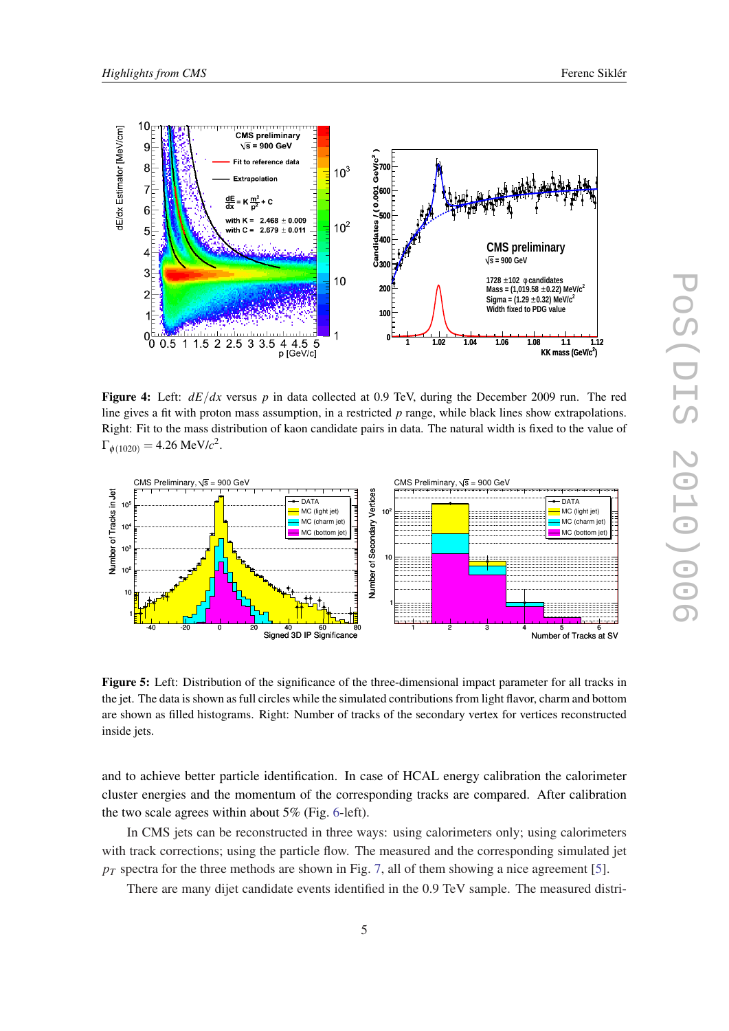**Figure 4:** Left: $dE/dx$ versus $p$ in data collected at 0.9 TeV, during the December 2009 run. The red line gives a fit with proton mass assumption, in a restricted $p$ range, while black lines show extrapolations. Right: Fit to the mass distribution of kaon candidate pairs in data. The natural width is fixed to the value of $\Gamma_{\phi(1020)} = 4.26$ MeV/$c^2$.

**Figure 5:** Left: Distribution of the significance of the three-dimensional impact parameter for all tracks in the jet. The data is shown as full circles while the simulated contributions from light flavor, charm and bottom are shown as filled histograms. Right: Number of tracks of the secondary vertex for vertices reconstructed inside jets.

and to achieve better particle identification. In case of HCAL energy calibration the calorimeter cluster energies and the momentum of the corresponding tracks are compared. After calibration the two scale agrees within about 5% (Fig. 6-left).

In CMS jets can be reconstructed in three ways: using calorimeters only; using calorimeters with track corrections; using the particle flow. The measured and the corresponding simulated jet $p_T$ spectra for the three methods are shown in Fig. 7, all of them showing a nice agreement [5].

There are many dijet candidate events identified in the 0.9 TeV sample. The measured distri-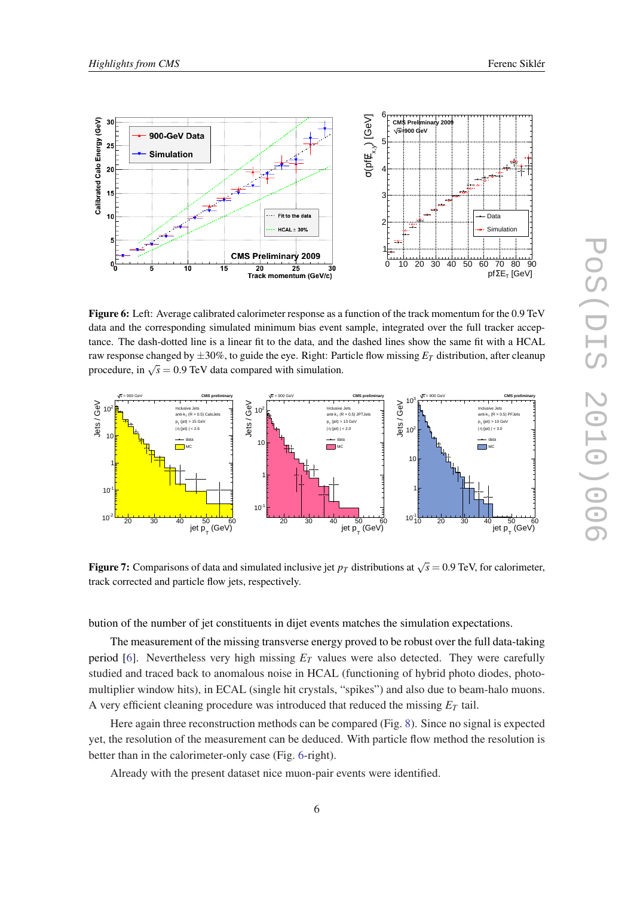**Figure 6:** Left: Average calibrated calorimeter response as a function of the track momentum for the 0.9 TeV data and the corresponding simulated minimum bias event sample, integrated over the full tracker acceptance. The dash-dotted line is a linear fit to the data, and the dashed lines show the same fit with a HCAL raw response changed by $\pm 30\%$, to guide the eye. Right: Particle flow missing $E_T$ distribution, after cleanup procedure, in $\sqrt{s} = 0.9$ TeV data compared with simulation.

**Figure 7:** Comparisons of data and simulated inclusive jet $p_T$ distributions at $\sqrt{s} = 0.9$ TeV, for calorimeter, track corrected and particle flow jets, respectively.

bution of the number of jet constituents in dijet events matches the simulation expectations.

The measurement of the missing transverse energy proved to be robust over the full data-taking period [6]. Nevertheless very high missing $E_T$ values were also detected. They were carefully studied and traced back to anomalous noise in HCAL (functioning of hybrid photo diodes, photomultiplier window hits), in ECAL (single hit crystals, "spikes") and also due to beam-halo muons. A very efficient cleaning procedure was introduced that reduced the missing $E_T$ tail.

Here again three reconstruction methods can be compared (Fig. 8). Since no signal is expected yet, the resolution of the measurement can be deduced. With particle flow method the resolution is better than in the calorimeter-only case (Fig. 6-right).

Already with the present dataset nice muon-pair events were identified.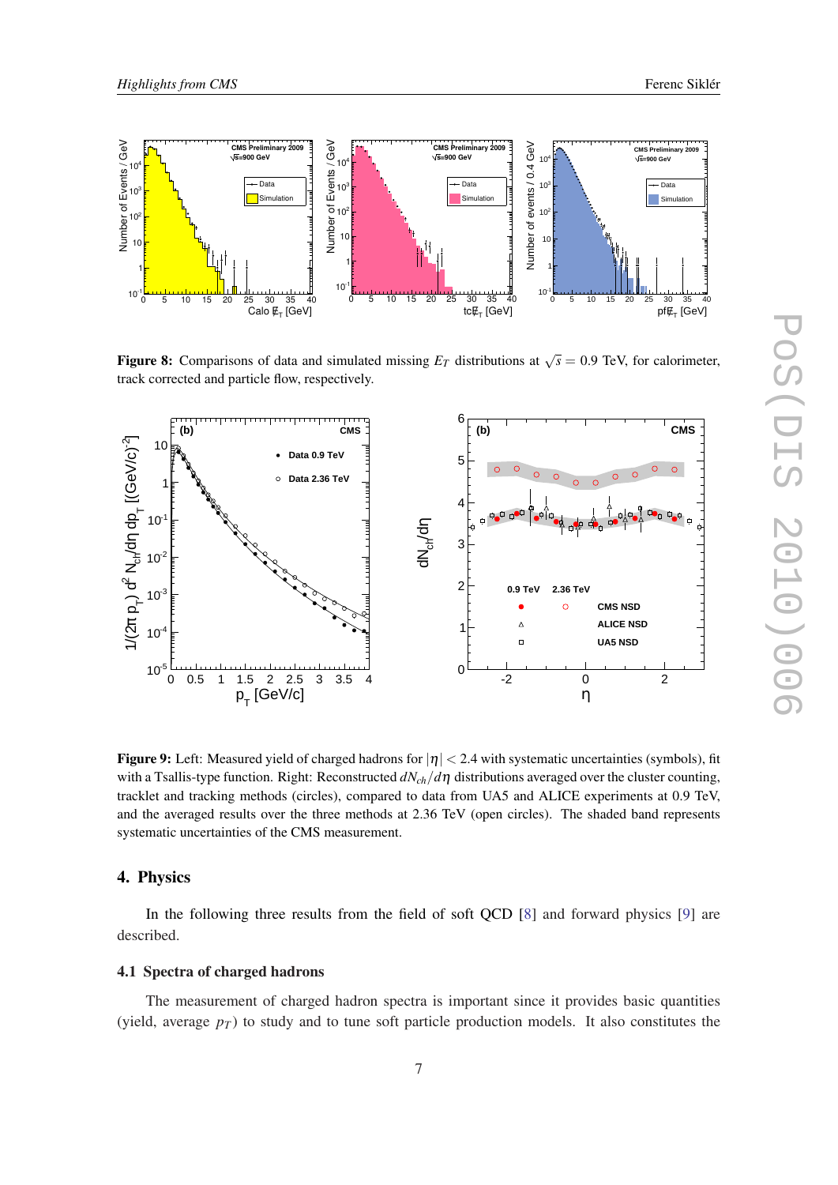**Figure 8:** Comparisons of data and simulated missing $E_T$ distributions at $\sqrt{s} = 0.9$ TeV, for calorimeter, track corrected and particle flow, respectively.

**Figure 9:** Left: Measured yield of charged hadrons for $|\eta| < 2.4$ with systematic uncertainties (symbols), fit with a Tsallis-type function. Right: Reconstructed $dN_{ch}/d\eta$ distributions averaged over the cluster counting, tracklet and tracking methods (circles), compared to data from UA5 and ALICE experiments at 0.9 TeV, and the averaged results over the three methods at 2.36 TeV (open circles). The shaded band represents systematic uncertainties of the CMS measurement.

## 4. Physics

In the following three results from the field of soft QCD [8] and forward physics [9] are described.

### 4.1 Spectra of charged hadrons

The measurement of charged hadron spectra is important since it provides basic quantities (yield, average $p_T$) to study and to tune soft particle production models. It also constitutes the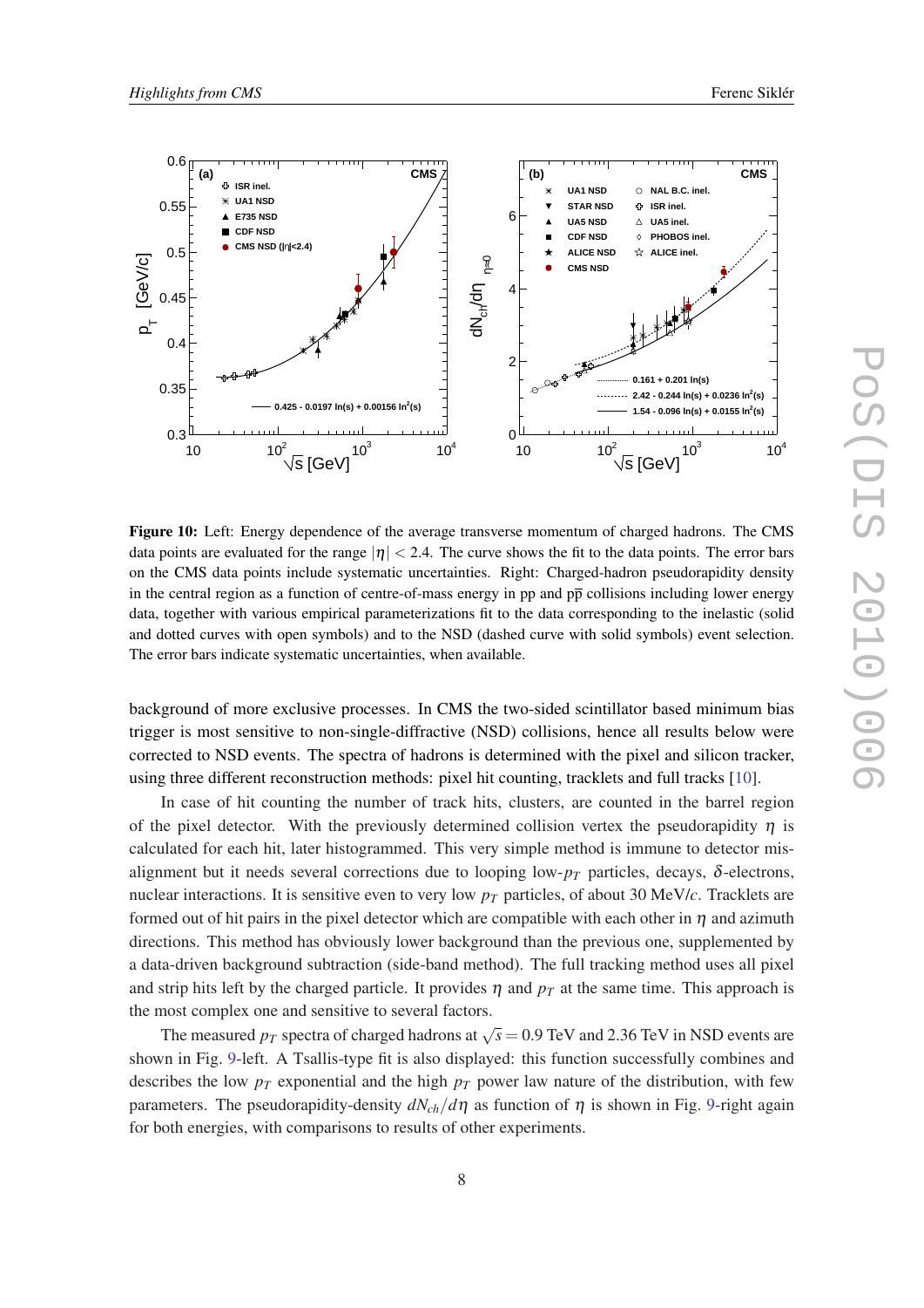**Figure 10:** Left: Energy dependence of the average transverse momentum of charged hadrons. The CMS data points are evaluated for the range $|\eta| < 2.4$. The curve shows the fit to the data points. The error bars on the CMS data points include systematic uncertainties. Right: Charged-hadron pseudorapidity density in the central region as a function of centre-of-mass energy in pp and p$\overline{\text{p}}$ collisions including lower energy data, together with various empirical parameterizations fit to the data corresponding to the inelastic (solid and dotted curves with open symbols) and to the NSD (dashed curve with solid symbols) event selection. The error bars indicate systematic uncertainties, when available.

background of more exclusive processes. In CMS the two-sided scintillator based minimum bias trigger is most sensitive to non-single-diffractive (NSD) collisions, hence all results below were corrected to NSD events. The spectra of hadrons is determined with the pixel and silicon tracker, using three different reconstruction methods: pixel hit counting, tracklets and full tracks [10].

In case of hit counting the number of track hits, clusters, are counted in the barrel region of the pixel detector. With the previously determined collision vertex the pseudorapidity $\eta$ is calculated for each hit, later histogrammed. This very simple method is immune to detector misalignment but it needs several corrections due to looping low-$p_T$ particles, decays, $\delta$-electrons, nuclear interactions. It is sensitive even to very low $p_T$ particles, of about 30 MeV/$c$. Tracklets are formed out of hit pairs in the pixel detector which are compatible with each other in $\eta$ and azimuth directions. This method has obviously lower background than the previous one, supplemented by a data-driven background subtraction (side-band method). The full tracking method uses all pixel and strip hits left by the charged particle. It provides $\eta$ and $p_T$ at the same time. This approach is the most complex one and sensitive to several factors.

The measured $p_T$ spectra of charged hadrons at $\sqrt{s} = 0.9$ TeV and 2.36 TeV in NSD events are shown in Fig. 9-left. A Tsallis-type fit is also displayed: this function successfully combines and describes the low $p_T$ exponential and the high $p_T$ power law nature of the distribution, with few parameters. The pseudorapidity-density $dN_{ch}/d\eta$ as function of $\eta$ is shown in Fig. 9-right again for both energies, with comparisons to results of other experiments.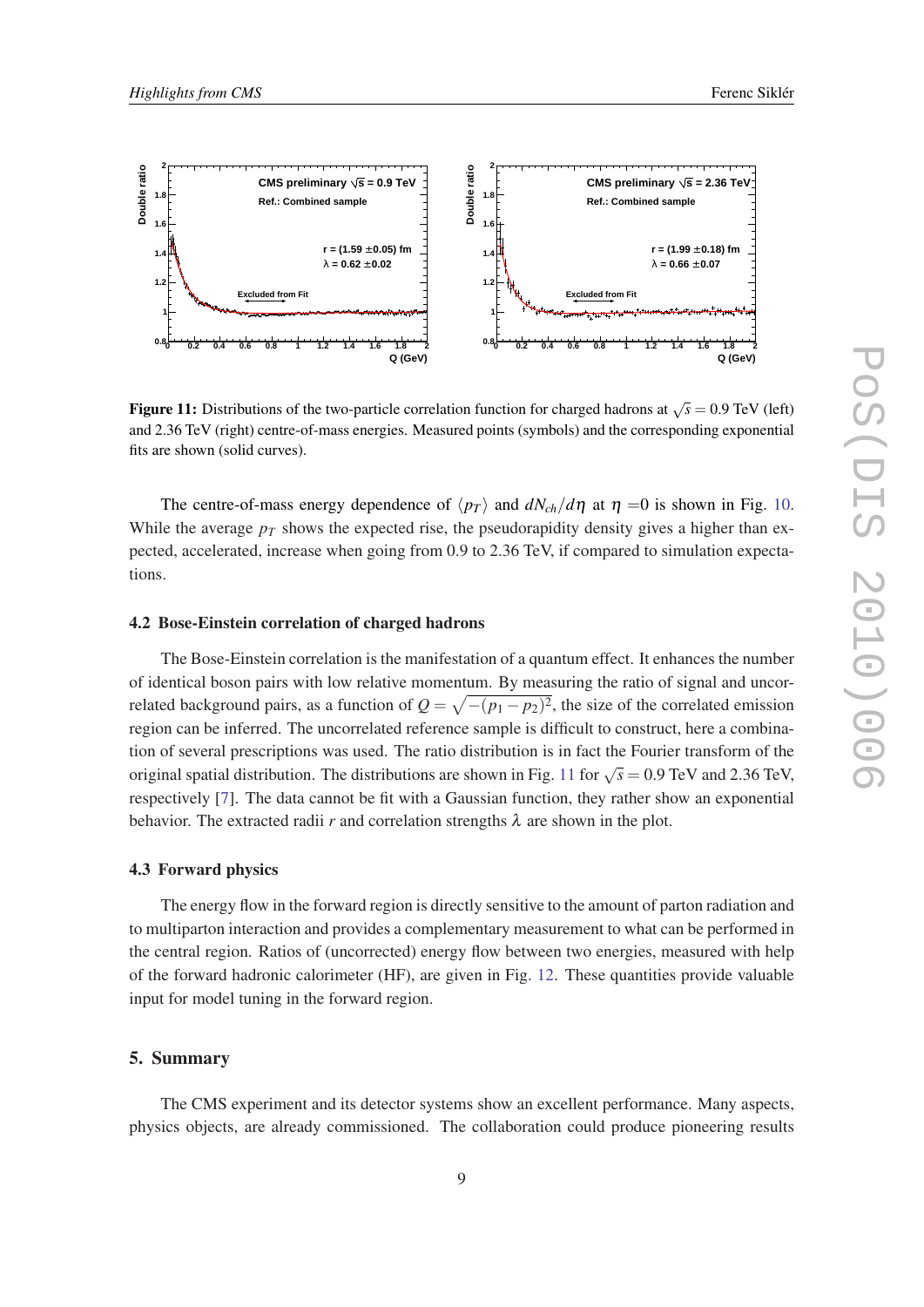**Figure 11:** Distributions of the two-particle correlation function for charged hadrons at $\sqrt{s} = 0.9$ TeV (left) and 2.36 TeV (right) centre-of-mass energies. Measured points (symbols) and the corresponding exponential fits are shown (solid curves).

The centre-of-mass energy dependence of $\langle p_T \rangle$ and $dN_{ch}/d\eta$ at $\eta = 0$ is shown in Fig. 10. While the average $p_T$ shows the expected rise, the pseudorapidity density gives a higher than expected, accelerated, increase when going from 0.9 to 2.36 TeV, if compared to simulation expectations.

### 4.2 Bose-Einstein correlation of charged hadrons

The Bose-Einstein correlation is the manifestation of a quantum effect. It enhances the number of identical boson pairs with low relative momentum. By measuring the ratio of signal and uncorrelated background pairs, as a function of $Q = \sqrt{-(p_1 - p_2)^2}$, the size of the correlated emission region can be inferred. The uncorrelated reference sample is difficult to construct, here a combination of several prescriptions was used. The ratio distribution is in fact the Fourier transform of the original spatial distribution. The distributions are shown in Fig. 11 for $\sqrt{s} = 0.9$ TeV and 2.36 TeV, respectively [7]. The data cannot be fit with a Gaussian function, they rather show an exponential behavior. The extracted radii $r$ and correlation strengths $\lambda$ are shown in the plot.

### 4.3 Forward physics

The energy flow in the forward region is directly sensitive to the amount of parton radiation and to multiparton interaction and provides a complementary measurement to what can be performed in the central region. Ratios of (uncorrected) energy flow between two energies, measured with help of the forward hadronic calorimeter (HF), are given in Fig. 12. These quantities provide valuable input for model tuning in the forward region.

## 5. Summary

The CMS experiment and its detector systems show an excellent performance. Many aspects, physics objects, are already commissioned. The collaboration could produce pioneering results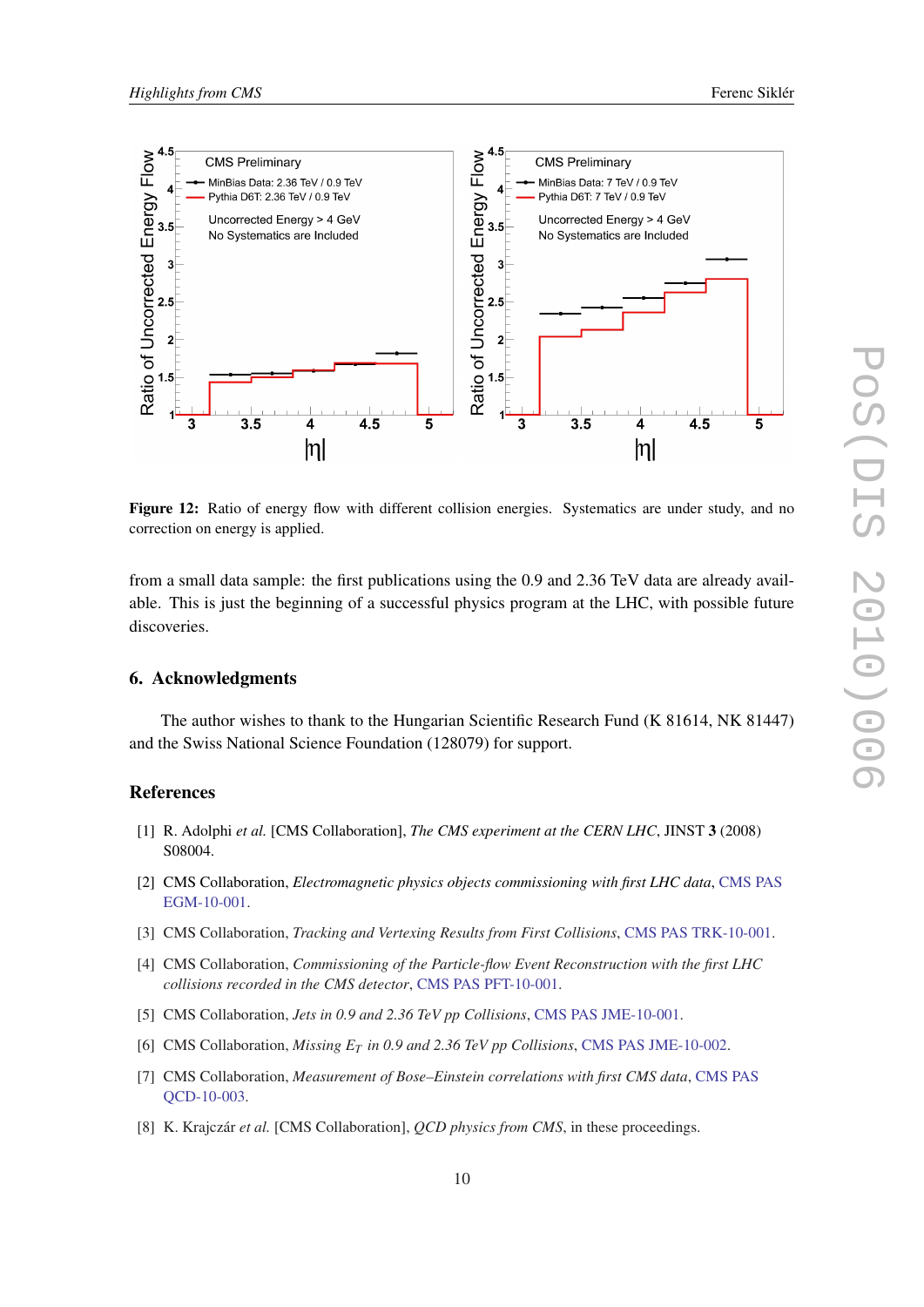**Figure 12:** Ratio of energy flow with different collision energies. Systematics are under study, and no correction on energy is applied.

from a small data sample: the first publications using the 0.9 and 2.36 TeV data are already available. This is just the beginning of a successful physics program at the LHC, with possible future discoveries.

## 6. Acknowledgments

The author wishes to thank to the Hungarian Scientific Research Fund (K 81614, NK 81447) and the Swiss National Science Foundation (128079) for support.

## References

[1] R. Adolphi *et al.* [CMS Collaboration], *The CMS experiment at the CERN LHC*, JINST **3** (2008) S08004.

[2] CMS Collaboration, *Electromagnetic physics objects commissioning with first LHC data*, CMS PAS EGM-10-001.

[3] CMS Collaboration, *Tracking and Vertexing Results from First Collisions*, CMS PAS TRK-10-001.

[4] CMS Collaboration, *Commissioning of the Particle-flow Event Reconstruction with the first LHC collisions recorded in the CMS detector*, CMS PAS PFT-10-001.

[5] CMS Collaboration, *Jets in 0.9 and 2.36 TeV pp Collisions*, CMS PAS JME-10-001.

[6] CMS Collaboration, *Missing $E_T$ in 0.9 and 2.36 TeV pp Collisions*, CMS PAS JME-10-002.

[7] CMS Collaboration, *Measurement of Bose–Einstein correlations with first CMS data*, CMS PAS QCD-10-003.

[8] K. Krajczár *et al.* [CMS Collaboration], *QCD physics from CMS*, in these proceedings.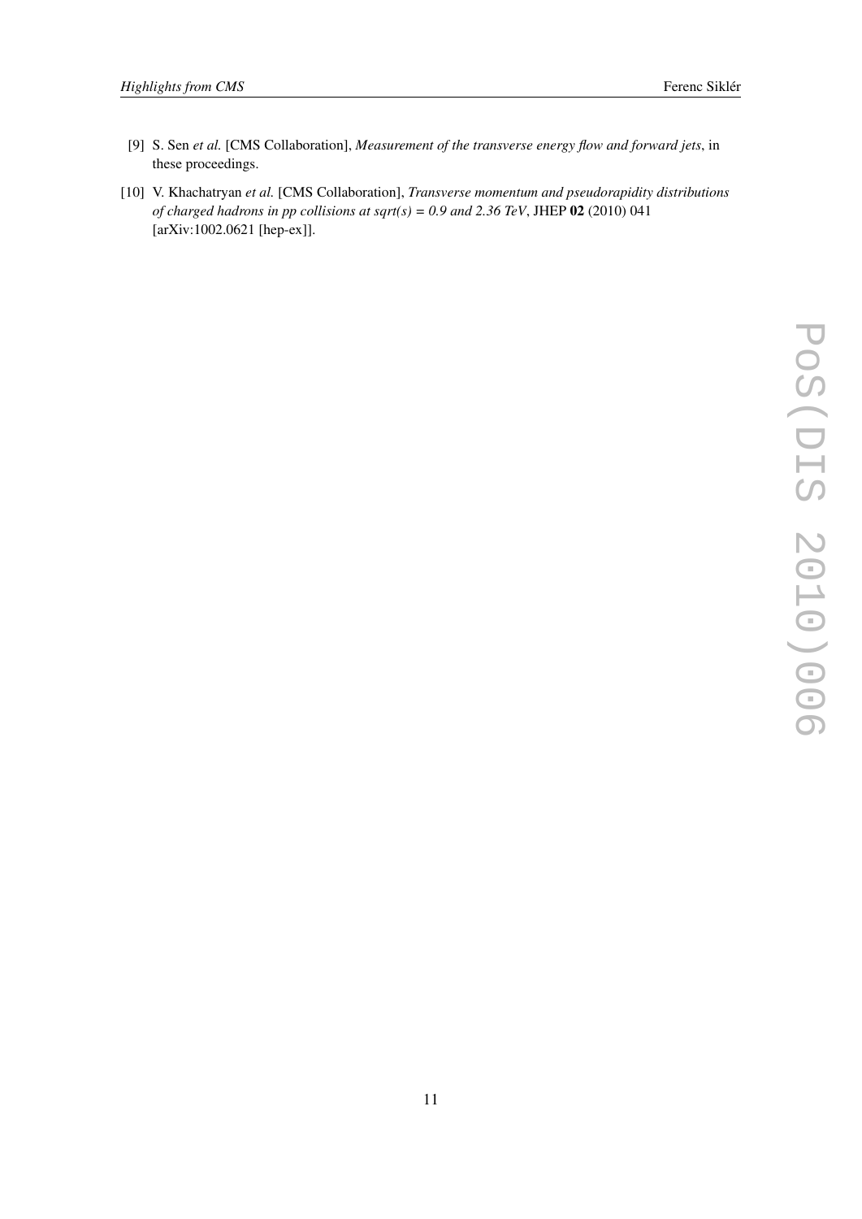[9] S. Sen *et al.* [CMS Collaboration], *Measurement of the transverse energy flow and forward jets*, in these proceedings.

[10] V. Khachatryan *et al.* [CMS Collaboration], *Transverse momentum and pseudorapidity distributions of charged hadrons in pp collisions at sqrt(s) = 0.9 and 2.36 TeV*, JHEP **02** (2010) 041 [arXiv:1002.0621 [hep-ex]].